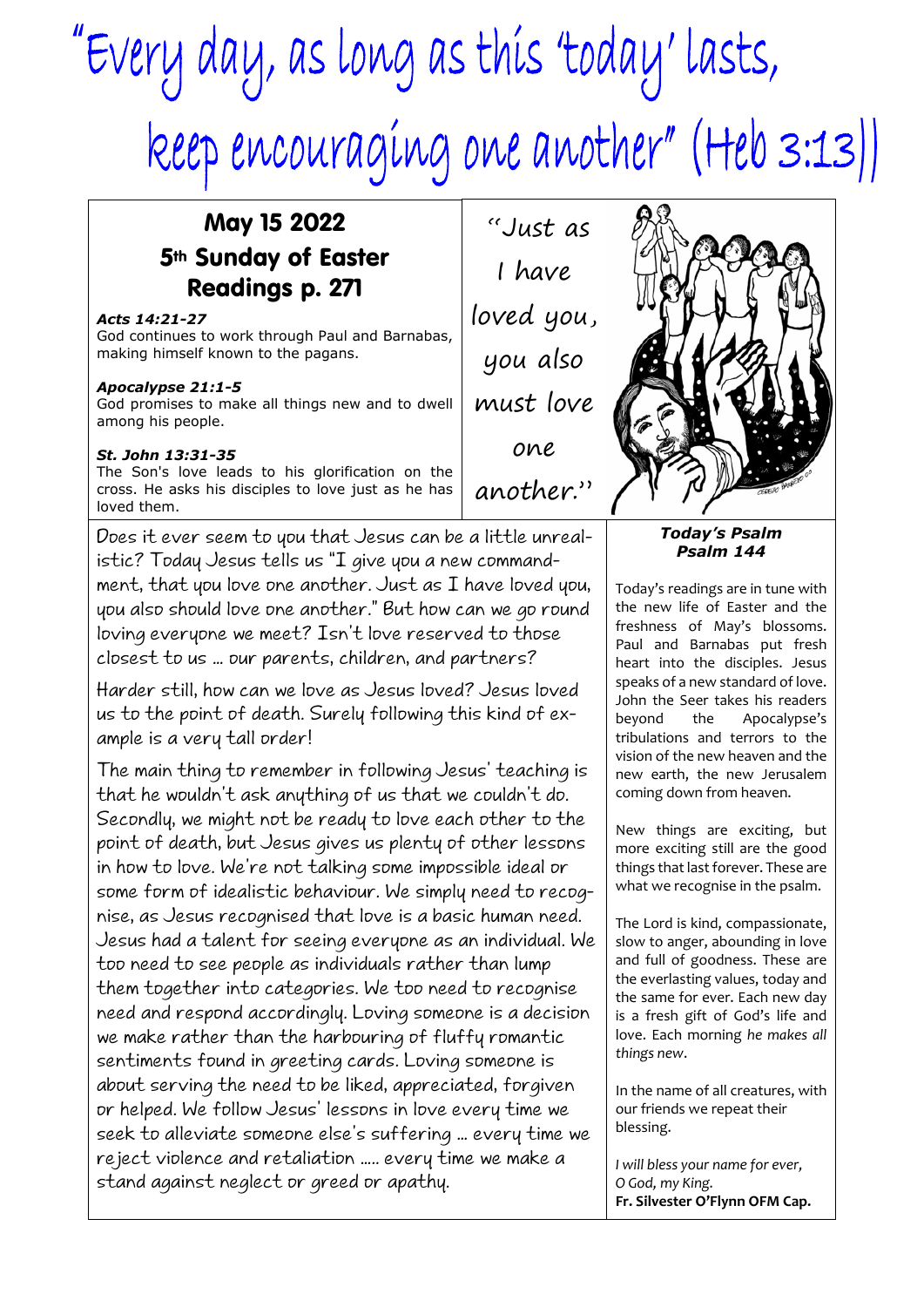# "Every day, as long as this 'today' lasts, keep encouraging one another" (Heb 3:13)

## May 15 2022
## 5th Sunday of Easter
## Readings p. 271

***Acts 14:21-27***
God continues to work through Paul and Barnabas, making himself known to the pagans.

***Apocalypse 21:1-5***
God promises to make all things new and to dwell among his people.

***St. John 13:31-35***
The Son's love leads to his glorification on the cross. He asks his disciples to love just as he has loved them.

"Just as I have loved you, you also must love one another."

Does it ever seem to you that Jesus can be a little unrealistic? Today Jesus tells us "I give you a new commandment, that you love one another. Just as I have loved you, you also should love one another." But how can we go round loving everyone we meet? Isn't love reserved to those closest to us … our parents, children, and partners?

Harder still, how can we love as Jesus loved? Jesus loved us to the point of death. Surely following this kind of example is a very tall order!

The main thing to remember in following Jesus' teaching is that he wouldn't ask anything of us that we couldn't do. Secondly, we might not be ready to love each other to the point of death, but Jesus gives us plenty of other lessons in how to love. We're not talking some impossible ideal or some form of idealistic behaviour. We simply need to recognise, as Jesus recognised that love is a basic human need. Jesus had a talent for seeing everyone as an individual. We too need to see people as individuals rather than lump them together into categories. We too need to recognise need and respond accordingly. Loving someone is a decision we make rather than the harbouring of fluffy romantic sentiments found in greeting cards. Loving someone is about serving the need to be liked, appreciated, forgiven or helped. We follow Jesus' lessons in love every time we seek to alleviate someone else's suffering … every time we reject violence and retaliation ….. every time we make a stand against neglect or greed or apathy.

### *Today's Psalm*
### *Psalm 144*

Today's readings are in tune with the new life of Easter and the freshness of May's blossoms. Paul and Barnabas put fresh heart into the disciples. Jesus speaks of a new standard of love. John the Seer takes his readers beyond the Apocalypse's tribulations and terrors to the vision of the new heaven and the new earth, the new Jerusalem coming down from heaven.

New things are exciting, but more exciting still are the good things that last forever. These are what we recognise in the psalm.

The Lord is kind, compassionate, slow to anger, abounding in love and full of goodness. These are the everlasting values, today and the same for ever. Each new day is a fresh gift of God's life and love. Each morning *he makes all things new*.

In the name of all creatures, with our friends we repeat their blessing.

*I will bless your name for ever, O God, my King.*
**Fr. Silvester O'Flynn OFM Cap.**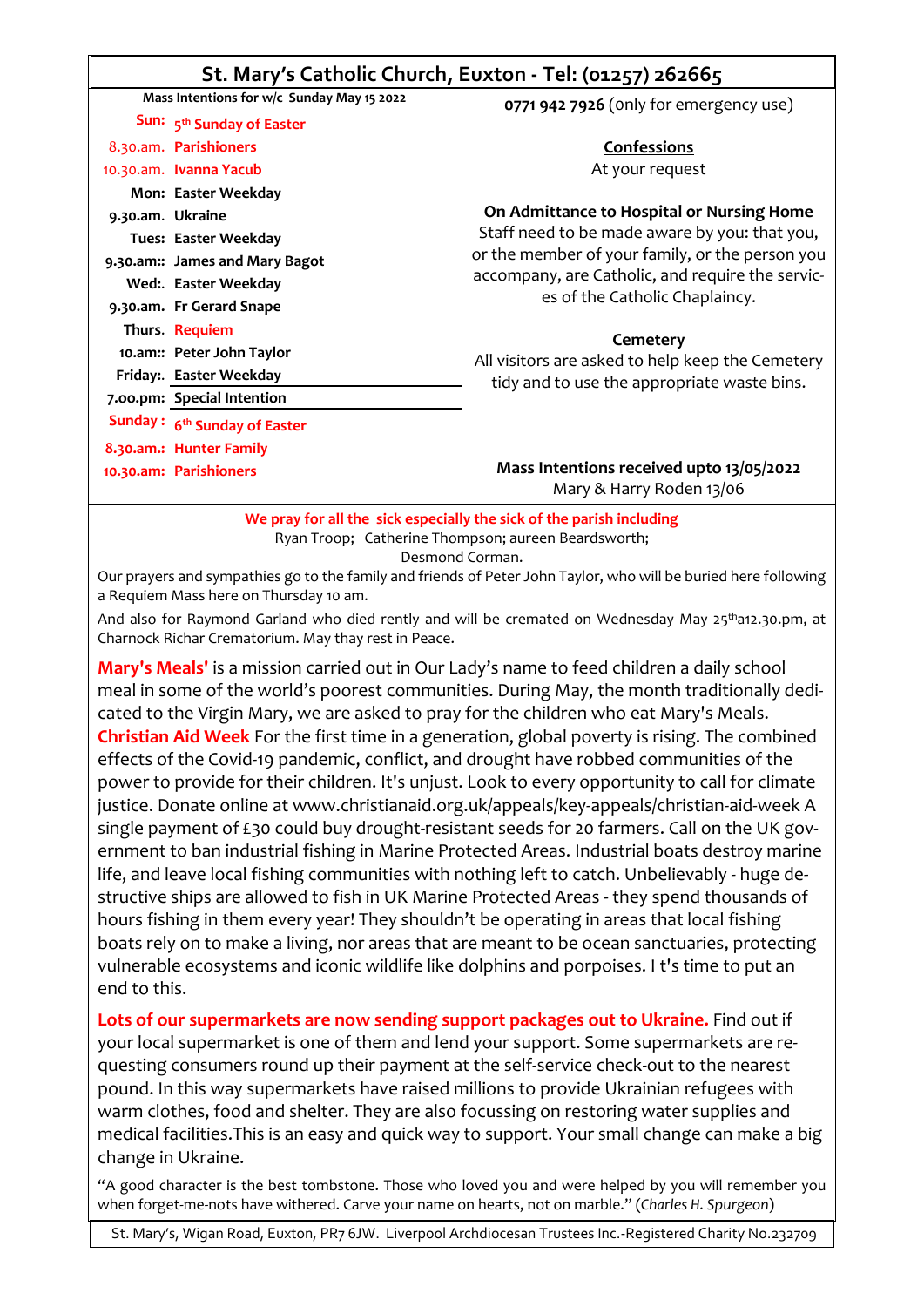# St. Mary's Catholic Church, Euxton - Tel: (01257) 262665

**Mass Intentions for w/c Sunday May 15 2022**

| | |
|---|---|
| **Sun:** | **5th Sunday of Easter** |
| 8.30.am. | **Parishioners** |
| 10.30.am. | **Ivanna Yacub** |
| **Mon:** | **Easter Weekday** |
| **9.30.am.** | **Ukraine** |
| **Tues:** | **Easter Weekday** |
| **9.30.am::** | **James and Mary Bagot** |
| **Wed:.** | **Easter Weekday** |
| **9.30.am.** | **Fr Gerard Snape** |
| **Thurs.** | **Requiem** |
| **10.am::** | **Peter John Taylor** |
| **Friday:.** | **Easter Weekday** |
| **7.00.pm:** | **Special Intention** |
| **Sunday :** | **6th Sunday of Easter** |
| **8.30.am.:** | **Hunter Family** |
| **10.30.am:** | **Parishioners** |

**0771 942 7926** (only for emergency use)

**Confessions**

At your request

**On Admittance to Hospital or Nursing Home**

Staff need to be made aware by you: that you, or the member of your family, or the person you accompany, are Catholic, and require the services of the Catholic Chaplaincy.

**Cemetery**

All visitors are asked to help keep the Cemetery tidy and to use the appropriate waste bins.

**Mass Intentions received upto 13/05/2022**

Mary & Harry Roden 13/06

**We pray for all the sick especially the sick of the parish including**

Ryan Troop; Catherine Thompson; aureen Beardsworth;
Desmond Corman.

Our prayers and sympathies go to the family and friends of Peter John Taylor, who will be buried here following a Requiem Mass here on Thursday 10 am.

And also for Raymond Garland who died rently and will be cremated on Wednesday May 25tha12.30.pm, at Charnock Richar Crematorium. May thay rest in Peace.

**Mary's Meals'** is a mission carried out in Our Lady's name to feed children a daily school meal in some of the world's poorest communities. During May, the month traditionally dedicated to the Virgin Mary, we are asked to pray for the children who eat Mary's Meals.

**Christian Aid Week** For the first time in a generation, global poverty is rising. The combined effects of the Covid-19 pandemic, conflict, and drought have robbed communities of the power to provide for their children. It's unjust. Look to every opportunity to call for climate justice. Donate online at www.christianaid.org.uk/appeals/key-appeals/christian-aid-week A single payment of £30 could buy drought-resistant seeds for 20 farmers. Call on the UK government to ban industrial fishing in Marine Protected Areas. Industrial boats destroy marine life, and leave local fishing communities with nothing left to catch. Unbelievably - huge destructive ships are allowed to fish in UK Marine Protected Areas - they spend thousands of hours fishing in them every year! They shouldn't be operating in areas that local fishing boats rely on to make a living, nor areas that are meant to be ocean sanctuaries, protecting vulnerable ecosystems and iconic wildlife like dolphins and porpoises. I t's time to put an end to this.

**Lots of our supermarkets are now sending support packages out to Ukraine.** Find out if your local supermarket is one of them and lend your support. Some supermarkets are requesting consumers round up their payment at the self-service check-out to the nearest pound. In this way supermarkets have raised millions to provide Ukrainian refugees with warm clothes, food and shelter. They are also focussing on restoring water supplies and medical facilities.This is an easy and quick way to support. Your small change can make a big change in Ukraine.

"A good character is the best tombstone. Those who loved you and were helped by you will remember you when forget-me-nots have withered. Carve your name on hearts, not on marble." (*Charles H. Spurgeon*)

St. Mary's, Wigan Road, Euxton, PR7 6JW. Liverpool Archdiocesan Trustees Inc.-Registered Charity No.232709